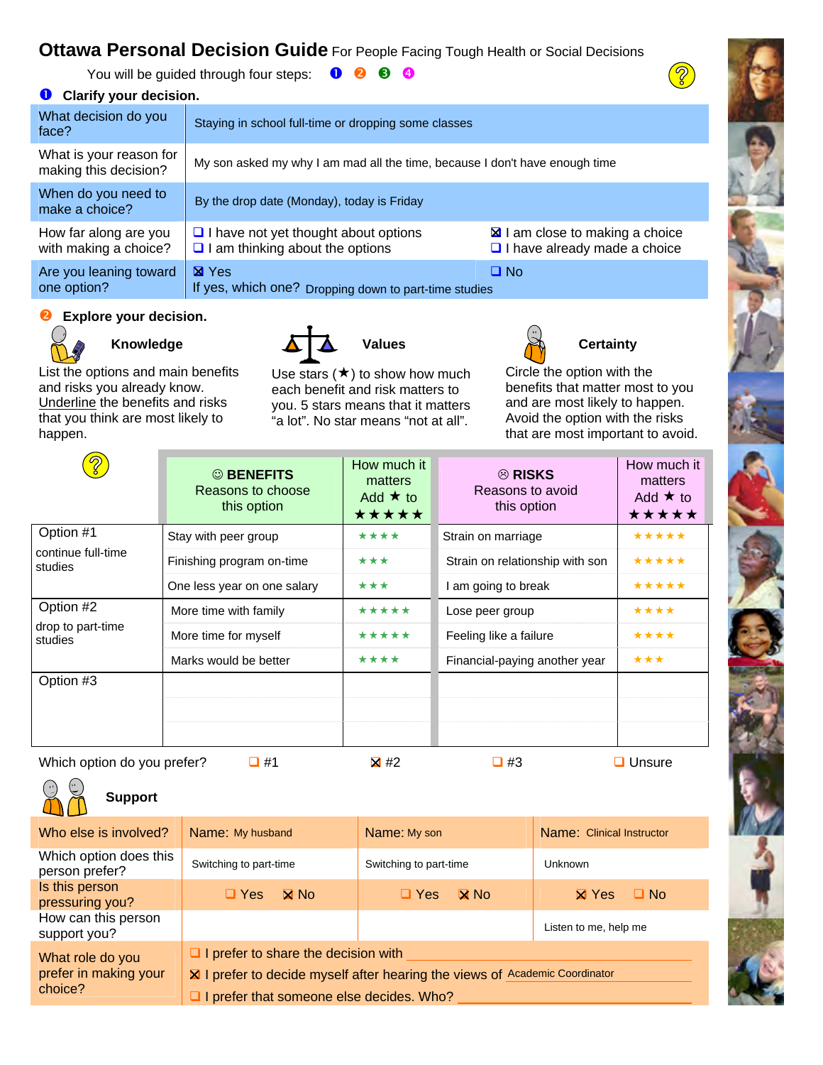# Ottawa Personal Decision Guide For People Facing Tough Health or Social Decisions

You will be guided through four steps: ❶ ❷ ❸ ❹

## ❶ Clarify your decision.

| | |
|---|---|
| What decision do you face? | Staying in school full-time or dropping some classes |
| What is your reason for making this decision? | My son asked my why I am mad all the time, because I don't have enough time |
| When do you need to make a choice? | By the drop date (Monday), today is Friday |
| How far along are you with making a choice? | ☐ I have not yet thought about options ☐ I am thinking about the options ☒ I am close to making a choice ☐ I have already made a choice |
| Are you leaning toward one option? | ☒ Yes ☐ No If yes, which one? Dropping down to part-time studies |

## ❷ Explore your decision.

**Knowledge**

List the options and main benefits and risks you already know. Underline the benefits and risks that you think are most likely to happen.

**Values**

Use stars (★) to show how much each benefit and risk matters to you. 5 stars means that it matters "a lot". No star means "not at all".

**Certainty**

Circle the option with the benefits that matter most to you and are most likely to happen. Avoid the option with the risks that are most important to avoid.

| | ☺ BENEFITS Reasons to choose this option | How much it matters Add ★ to ★★★★★ | ☹ RISKS Reasons to avoid this option | How much it matters Add ★ to ★★★★★ |
|---|---|---|---|---|
| Option #1 continue full-time studies | Stay with peer group | ★★★★ | Strain on marriage | ★★★★★ |
| | Finishing program on-time | ★★★ | Strain on relationship with son | ★★★★★ |
| | One less year on one salary | ★★★ | I am going to break | ★★★★★ |
| Option #2 drop to part-time studies | More time with family | ★★★★★ | Lose peer group | ★★★★ |
| | More time for myself | ★★★★★ | Feeling like a failure | ★★★★ |
| | Marks would be better | ★★★★ | Financial-paying another year | ★★★ |
| Option #3 | | | | |
| | | | | |
| | | | | |

Which option do you prefer? ☐ #1 ☒ #2 ☐ #3 ☐ Unsure

**Support**

| Who else is involved? | Name: My husband | Name: My son | Name: Clinical Instructor |
|---|---|---|---|
| Which option does this person prefer? | Switching to part-time | Switching to part-time | Unknown |
| Is this person pressuring you? | ☐ Yes ☒ No | ☐ Yes ☒ No | ☒ Yes ☐ No |
| How can this person support you? | | | Listen to me, help me |

What role do you prefer in making your choice?

- ☐ I prefer to share the decision with ______
- ☒ I prefer to decide myself after hearing the views of Academic Coordinator
- ☐ I prefer that someone else decides. Who? ______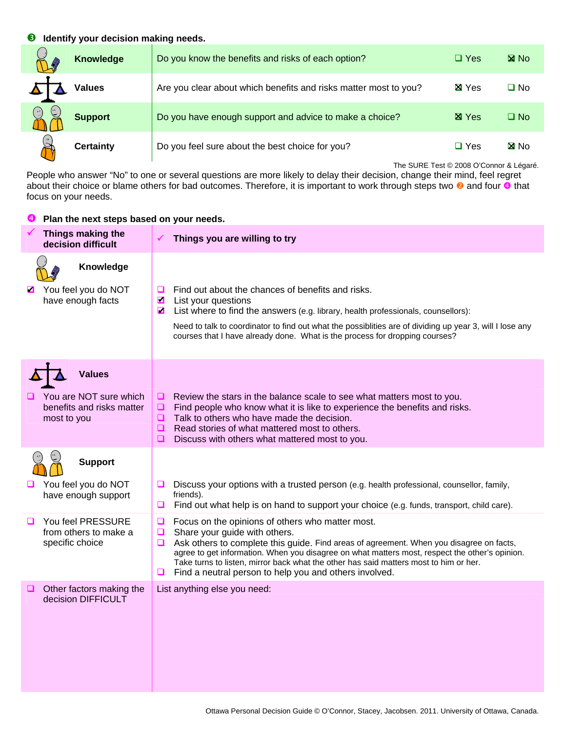### ❸ Identify your decision making needs.

| | | | | |
|---|---|---|---|---|
| **Knowledge** | Do you know the benefits and risks of each option? | ☐ Yes | ☒ No |
| **Values** | Are you clear about which benefits and risks matter most to you? | ☒ Yes | ☐ No |
| **Support** | Do you have enough support and advice to make a choice? | ☒ Yes | ☐ No |
| **Certainty** | Do you feel sure about the best choice for you? | ☐ Yes | ☒ No |

The SURE Test © 2008 O'Connor & Légaré.

People who answer "No" to one or several questions are more likely to delay their decision, change their mind, feel regret about their choice or blame others for bad outcomes. Therefore, it is important to work through steps two ❷ and four ❹ that focus on your needs.

### ❹ Plan the next steps based on your needs.

| ✓ Things making the decision difficult | ✓ Things you are willing to try |
|---|---|
| **Knowledge**<br>☑ You feel you do NOT have enough facts | ☐ Find out about the chances of benefits and risks.<br>☑ List your questions<br>☑ List where to find the answers (e.g. library, health professionals, counsellors):<br>Need to talk to coordinator to find out what the possiblities are of dividing up year 3, will I lose any courses that I have already done. What is the process for dropping courses? |
| **Values**<br>☐ You are NOT sure which benefits and risks matter most to you | ☐ Review the stars in the balance scale to see what matters most to you.<br>☐ Find people who know what it is like to experience the benefits and risks.<br>☐ Talk to others who have made the decision.<br>☐ Read stories of what mattered most to others.<br>☐ Discuss with others what mattered most to you. |
| **Support**<br>☐ You feel you do NOT have enough support | ☐ Discuss your options with a trusted person (e.g. health professional, counsellor, family, friends).<br>☐ Find out what help is on hand to support your choice (e.g. funds, transport, child care). |
| ☐ You feel PRESSURE from others to make a specific choice | ☐ Focus on the opinions of others who matter most.<br>☐ Share your guide with others.<br>☐ Ask others to complete this guide. Find areas of agreement. When you disagree on facts, agree to get information. When you disagree on what matters most, respect the other's opinion. Take turns to listen, mirror back what the other has said matters most to him or her.<br>☐ Find a neutral person to help you and others involved. |
| ☐ Other factors making the decision DIFFICULT | List anything else you need: |

Ottawa Personal Decision Guide © O'Connor, Stacey, Jacobsen. 2011. University of Ottawa, Canada.